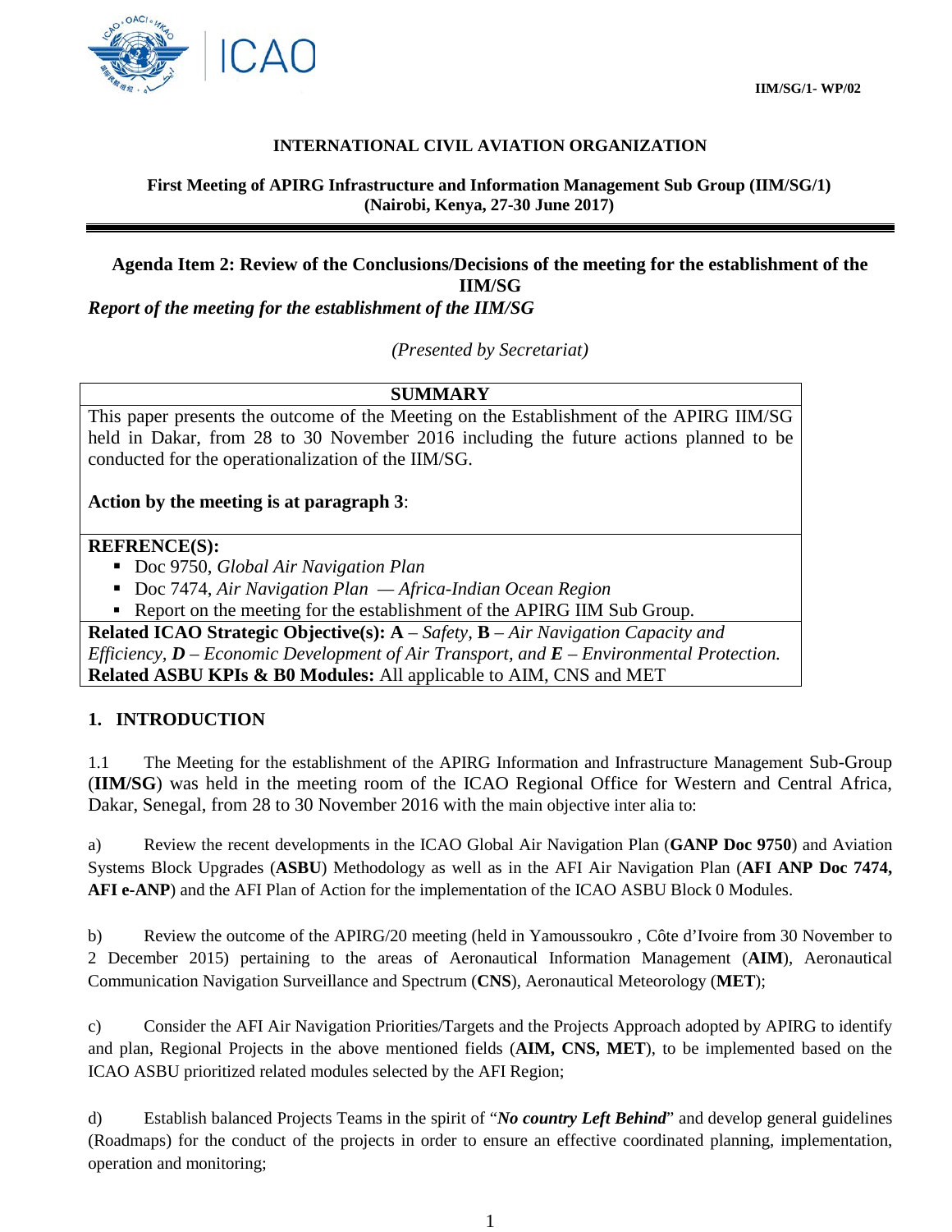IIM/SG/1- WP/02

**INTERNATIONAL CIVIL AVIATION ORGANIZATION**

**First Meeting of APIRG Infrastructure and Information Management Sub Group (IIM/SG/1)**
**(Nairobi, Kenya, 27-30 June 2017)**

---

## Agenda Item 2: Review of the Conclusions/Decisions of the meeting for the establishment of the IIM/SG

***Report of the meeting for the establishment of the IIM/SG***

*(Presented by Secretariat)*

| **SUMMARY** |
|---|
| This paper presents the outcome of the Meeting on the Establishment of the APIRG IIM/SG held in Dakar, from 28 to 30 November 2016 including the future actions planned to be conducted for the operationalization of the IIM/SG.<br><br>**Action by the meeting is at paragraph 3**: |
| **REFRENCE(S):**<br>▪ Doc 9750, *Global Air Navigation Plan*<br>▪ Doc 7474, *Air Navigation Plan — Africa-Indian Ocean Region*<br>▪ Report on the meeting for the establishment of the APIRG IIM Sub Group. |
| **Related ICAO Strategic Objective(s): A** – *Safety,* **B** – *Air Navigation Capacity and Efficiency,* ***D*** *– Economic Development of Air Transport, and* ***E*** *– Environmental Protection.*<br>**Related ASBU KPIs & B0 Modules:** All applicable to AIM, CNS and MET |

## 1. INTRODUCTION

1.1 The Meeting for the establishment of the APIRG Information and Infrastructure Management Sub-Group (**IIM/SG**) was held in the meeting room of the ICAO Regional Office for Western and Central Africa, Dakar, Senegal, from 28 to 30 November 2016 with the main objective inter alia to:

a) Review the recent developments in the ICAO Global Air Navigation Plan (**GANP Doc 9750**) and Aviation Systems Block Upgrades (**ASBU**) Methodology as well as in the AFI Air Navigation Plan (**AFI ANP Doc 7474, AFI e-ANP**) and the AFI Plan of Action for the implementation of the ICAO ASBU Block 0 Modules.

b) Review the outcome of the APIRG/20 meeting (held in Yamoussoukro , Côte d'Ivoire from 30 November to 2 December 2015) pertaining to the areas of Aeronautical Information Management (**AIM**), Aeronautical Communication Navigation Surveillance and Spectrum (**CNS**), Aeronautical Meteorology (**MET**);

c) Consider the AFI Air Navigation Priorities/Targets and the Projects Approach adopted by APIRG to identify and plan, Regional Projects in the above mentioned fields (**AIM, CNS, MET**), to be implemented based on the ICAO ASBU prioritized related modules selected by the AFI Region;

d) Establish balanced Projects Teams in the spirit of "***No country Left Behind***" and develop general guidelines (Roadmaps) for the conduct of the projects in order to ensure an effective coordinated planning, implementation, operation and monitoring;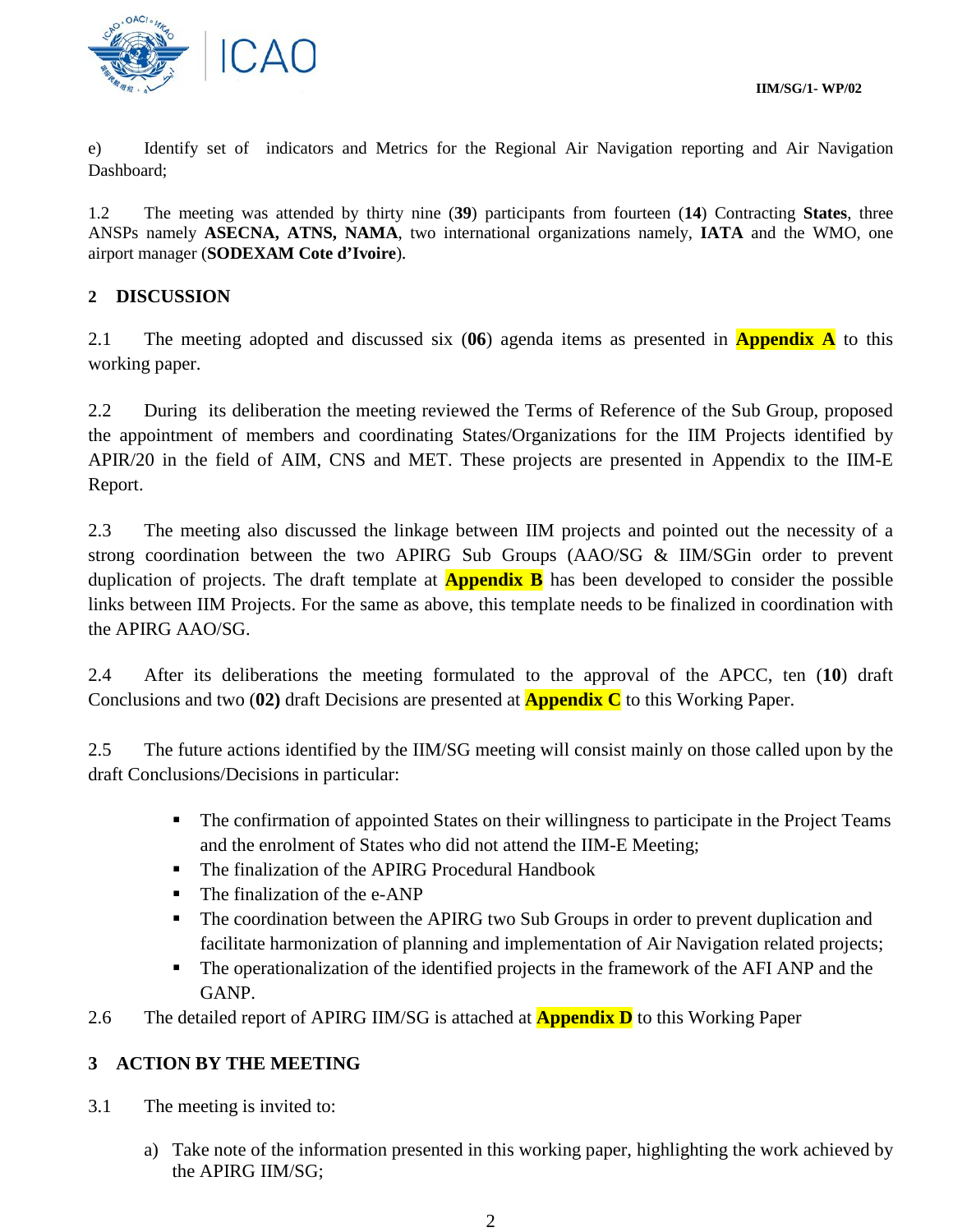e) Identify set of indicators and Metrics for the Regional Air Navigation reporting and Air Navigation Dashboard;

1.2 The meeting was attended by thirty nine (**39**) participants from fourteen (**14**) Contracting **States**, three ANSPs namely **ASECNA, ATNS, NAMA**, two international organizations namely, **IATA** and the WMO, one airport manager (**SODEXAM Cote d'Ivoire**).

## 2 DISCUSSION

2.1 The meeting adopted and discussed six (**06**) agenda items as presented in **Appendix A** to this working paper.

2.2 During its deliberation the meeting reviewed the Terms of Reference of the Sub Group, proposed the appointment of members and coordinating States/Organizations for the IIM Projects identified by APIR/20 in the field of AIM, CNS and MET. These projects are presented in Appendix to the IIM-E Report.

2.3 The meeting also discussed the linkage between IIM projects and pointed out the necessity of a strong coordination between the two APIRG Sub Groups (AAO/SG & IIM/SGin order to prevent duplication of projects. The draft template at **Appendix B** has been developed to consider the possible links between IIM Projects. For the same as above, this template needs to be finalized in coordination with the APIRG AAO/SG.

2.4 After its deliberations the meeting formulated to the approval of the APCC, ten (**10**) draft Conclusions and two (**02)** draft Decisions are presented at **Appendix C** to this Working Paper.

2.5 The future actions identified by the IIM/SG meeting will consist mainly on those called upon by the draft Conclusions/Decisions in particular:

- The confirmation of appointed States on their willingness to participate in the Project Teams and the enrolment of States who did not attend the IIM-E Meeting;
- The finalization of the APIRG Procedural Handbook
- The finalization of the e-ANP
- The coordination between the APIRG two Sub Groups in order to prevent duplication and facilitate harmonization of planning and implementation of Air Navigation related projects;
- The operationalization of the identified projects in the framework of the AFI ANP and the GANP.

2.6 The detailed report of APIRG IIM/SG is attached at **Appendix D** to this Working Paper

## 3 ACTION BY THE MEETING

3.1 The meeting is invited to:

a) Take note of the information presented in this working paper, highlighting the work achieved by the APIRG IIM/SG;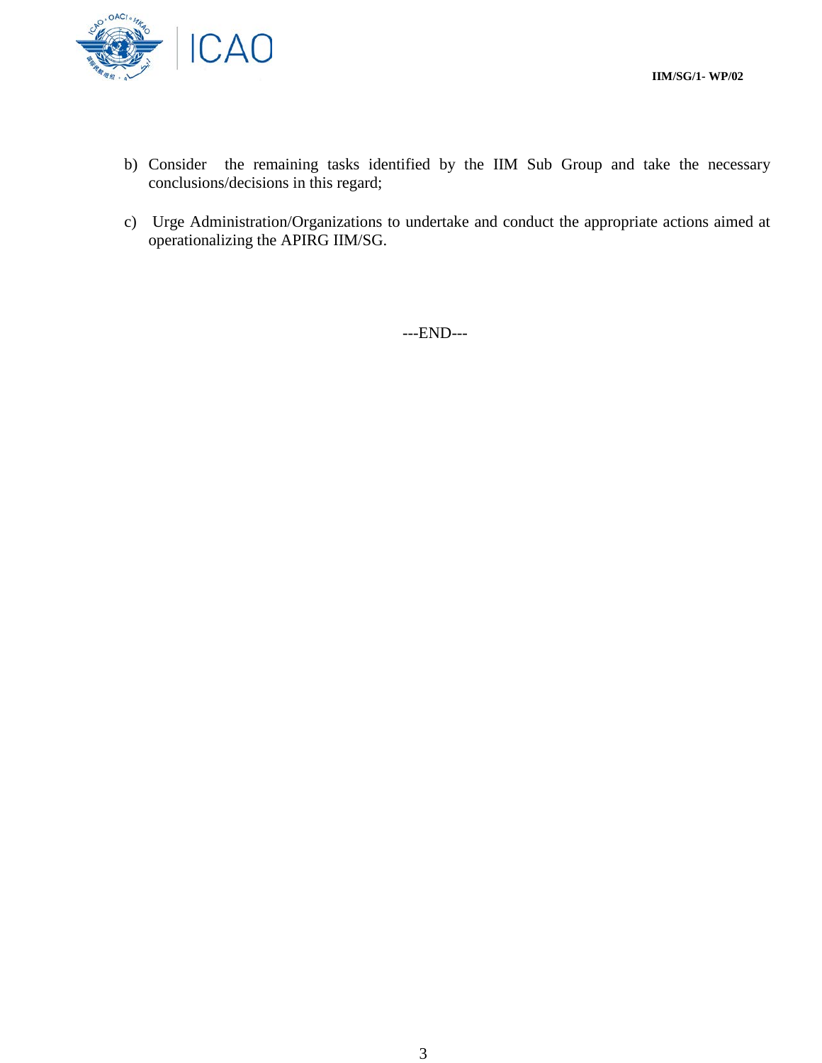b) Consider the remaining tasks identified by the IIM Sub Group and take the necessary conclusions/decisions in this regard;

c) Urge Administration/Organizations to undertake and conduct the appropriate actions aimed at operationalizing the APIRG IIM/SG.

---END---